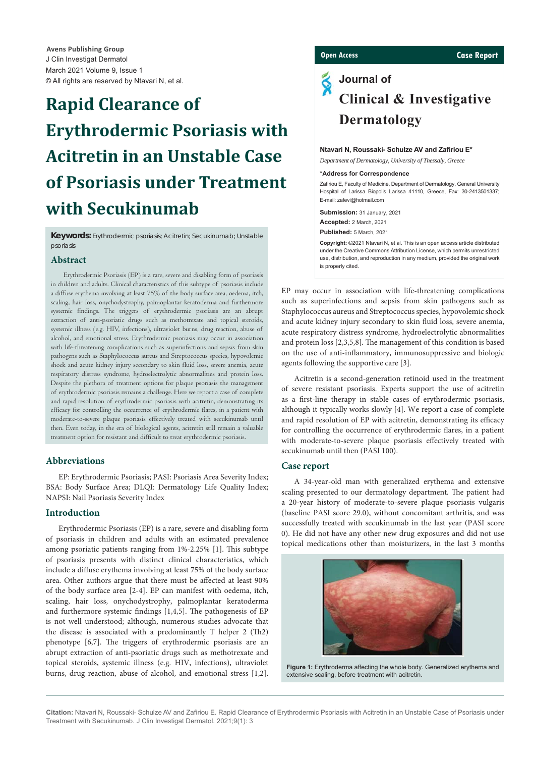Avens Publishing Group
J Clin Investigat Dermatol
March 2021 Volume 9, Issue 1
© All rights are reserved by Ntavari N, et al.

# Rapid Clearance of Erythrodermic Psoriasis with Acitretin in an Unstable Case of Psoriasis under Treatment with Secukinumab

**Keywords:** Erythrodermic psoriasis; Acitretin; Secukinumab; Unstable psoriasis

## Abstract

Erythrodermic Psoriasis (EP) is a rare, severe and disabling form of psoriasis in children and adults. Clinical characteristics of this subtype of psoriasis include a diffuse erythema involving at least 75% of the body surface area, oedema, itch, scaling, hair loss, onychodystrophy, palmoplantar keratoderma and furthermore systemic findings. The triggers of erythrodermic psoriasis are an abrupt extraction of anti-psoriatic drugs such as methotrexate and topical steroids, systemic illness (e.g. HIV, infections), ultraviolet burns, drug reaction, abuse of alcohol, and emotional stress. Erythrodermic psoriasis may occur in association with life-threatening complications such as superinfections and sepsis from skin pathogens such as Staphylococcus aureus and Streptococcus species, hypovolemic shock and acute kidney injury secondary to skin fluid loss, severe anemia, acute respiratory distress syndrome, hydroelectrolytic abnormalities and protein loss. Despite the plethora of treatment options for plaque psoriasis the management of erythrodermic psoriasis remains a challenge. Here we report a case of complete and rapid resolution of erythrodermic psoriasis with acitretin, demonstrating its efficacy for controlling the occurrence of erythrodermic flares, in a patient with moderate-to-severe plaque psoriasis effectively treated with secukinumab until then. Even today, in the era of biological agents, acitretin still remain a valuable treatment option for resistant and difficult to treat erythrodermic psoriasis.

Open Access | Case Report

**Journal of Clinical & Investigative Dermatology**

**Ntavari N, Roussaki- Schulze AV and Zafiriou E***

*Department of Dermatology, University of Thessaly, Greece*

***Address for Correspondence**

Zafiriou E, Faculty of Medicine, Department of Dermatology, General University Hospital of Larissa Biopolis Larissa 41110, Greece, Fax: 30-2413501337; E-mail: zafevi@hotmail.com

**Submission:** 31 January, 2021
**Accepted:** 2 March, 2021
**Published:** 5 March, 2021

**Copyright:** ©2021 Ntavari N, et al. This is an open access article distributed under the Creative Commons Attribution License, which permits unrestricted use, distribution, and reproduction in any medium, provided the original work is properly cited.

## Abbreviations

EP: Erythrodermic Psoriasis; PASI: Psoriasis Area Severity Index; BSA: Body Surface Area; DLQI: Dermatology Life Quality Index; NAPSI: Nail Psoriasis Severity Index

## Introduction

Erythrodermic Psoriasis (EP) is a rare, severe and disabling form of psoriasis in children and adults with an estimated prevalence among psoriatic patients ranging from 1%-2.25% [1]. This subtype of psoriasis presents with distinct clinical characteristics, which include a diffuse erythema involving at least 75% of the body surface area. Other authors argue that there must be affected at least 90% of the body surface area [2-4]. EP can manifest with oedema, itch, scaling, hair loss, onychodystrophy, palmoplantar keratoderma and furthermore systemic findings [1,4,5]. The pathogenesis of EP is not well understood; although, numerous studies advocate that the disease is associated with a predominantly T helper 2 (Th2) phenotype [6,7]. The triggers of erythrodermic psoriasis are an abrupt extraction of anti-psoriatic drugs such as methotrexate and topical steroids, systemic illness (e.g. HIV, infections), ultraviolet burns, drug reaction, abuse of alcohol, and emotional stress [1,2]. EP may occur in association with life-threatening complications such as superinfections and sepsis from skin pathogens such as Staphylococcus aureus and Streptococcus species, hypovolemic shock and acute kidney injury secondary to skin fluid loss, severe anemia, acute respiratory distress syndrome, hydroelectrolytic abnormalities and protein loss [2,3,5,8]. The management of this condition is based on the use of anti-inflammatory, immunosuppressive and biologic agents following the supportive care [3].

Acitretin is a second-generation retinoid used in the treatment of severe resistant psoriasis. Experts support the use of acitretin as a first-line therapy in stable cases of erythrodermic psoriasis, although it typically works slowly [4]. We report a case of complete and rapid resolution of EP with acitretin, demonstrating its efficacy for controlling the occurrence of erythrodermic flares, in a patient with moderate-to-severe plaque psoriasis effectively treated with secukinumab until then (PASI 100).

## Case report

A 34-year-old man with generalized erythema and extensive scaling presented to our dermatology department. The patient had a 20-year history of moderate-to-severe plaque psoriasis vulgaris (baseline PASI score 29.0), without concomitant arthritis, and was successfully treated with secukinumab in the last year (PASI score 0). He did not have any other new drug exposures and did not use topical medications other than moisturizers, in the last 3 months

**Figure 1:** Erythroderma affecting the whole body. Generalized erythema and extensive scaling, before treatment with acitretin.

**Citation:** Ntavari N, Roussaki- Schulze AV and Zafiriou E. Rapid Clearance of Erythrodermic Psoriasis with Acitretin in an Unstable Case of Psoriasis under Treatment with Secukinumab. J Clin Investigat Dermatol. 2021;9(1): 3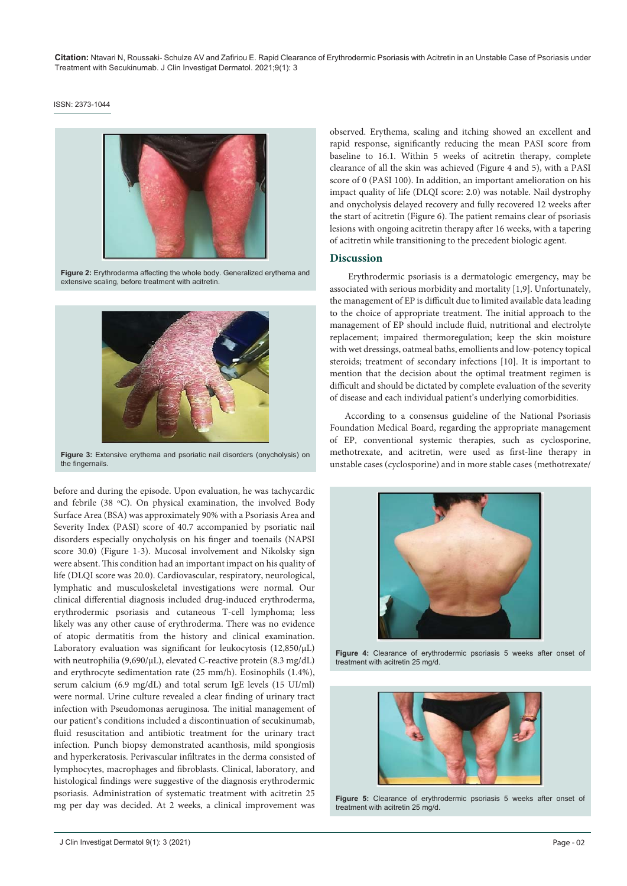Figure 2: Erythroderma affecting the whole body. Generalized erythema and extensive scaling, before treatment with acitretin.

Figure 3: Extensive erythema and psoriatic nail disorders (onycholysis) on the fingernails.

before and during the episode. Upon evaluation, he was tachycardic and febrile (38 ºC). On physical examination, the involved Body Surface Area (BSA) was approximately 90% with a Psoriasis Area and Severity Index (PASI) score of 40.7 accompanied by psoriatic nail disorders especially onycholysis on his finger and toenails (NAPSI score 30.0) (Figure 1-3). Mucosal involvement and Nikolsky sign were absent. This condition had an important impact on his quality of life (DLQI score was 20.0). Cardiovascular, respiratory, neurological, lymphatic and musculoskeletal investigations were normal. Our clinical differential diagnosis included drug-induced erythroderma, erythrodermic psoriasis and cutaneous T-cell lymphoma; less likely was any other cause of erythroderma. There was no evidence of atopic dermatitis from the history and clinical examination. Laboratory evaluation was significant for leukocytosis (12,850/μL) with neutrophilia (9,690/μL), elevated C-reactive protein (8.3 mg/dL) and erythrocyte sedimentation rate (25 mm/h). Eosinophils (1.4%), serum calcium (6.9 mg/dL) and total serum IgE levels (15 UI/ml) were normal. Urine culture revealed a clear finding of urinary tract infection with Pseudomonas aeruginosa. The initial management of our patient's conditions included a discontinuation of secukinumab, fluid resuscitation and antibiotic treatment for the urinary tract infection. Punch biopsy demonstrated acanthosis, mild spongiosis and hyperkeratosis. Perivascular infiltrates in the derma consisted of lymphocytes, macrophages and fibroblasts. Clinical, laboratory, and histological findings were suggestive of the diagnosis erythrodermic psoriasis. Administration of systematic treatment with acitretin 25 mg per day was decided. At 2 weeks, a clinical improvement was observed. Erythema, scaling and itching showed an excellent and rapid response, significantly reducing the mean PASI score from baseline to 16.1. Within 5 weeks of acitretin therapy, complete clearance of all the skin was achieved (Figure 4 and 5), with a PASI score of 0 (PASI 100). In addition, an important amelioration on his impact quality of life (DLQI score: 2.0) was notable. Nail dystrophy and onycholysis delayed recovery and fully recovered 12 weeks after the start of acitretin (Figure 6). The patient remains clear of psoriasis lesions with ongoing acitretin therapy after 16 weeks, with a tapering of acitretin while transitioning to the precedent biologic agent.

## Discussion

Erythrodermic psoriasis is a dermatologic emergency, may be associated with serious morbidity and mortality [1,9]. Unfortunately, the management of EP is difficult due to limited available data leading to the choice of appropriate treatment. The initial approach to the management of EP should include fluid, nutritional and electrolyte replacement; impaired thermoregulation; keep the skin moisture with wet dressings, oatmeal baths, emollients and low-potency topical steroids; treatment of secondary infections [10]. It is important to mention that the decision about the optimal treatment regimen is difficult and should be dictated by complete evaluation of the severity of disease and each individual patient's underlying comorbidities.

According to a consensus guideline of the National Psoriasis Foundation Medical Board, regarding the appropriate management of EP, conventional systemic therapies, such as cyclosporine, methotrexate, and acitretin, were used as first-line therapy in unstable cases (cyclosporine) and in more stable cases (methotrexate/

Figure 4: Clearance of erythrodermic psoriasis 5 weeks after onset of treatment with acitretin 25 mg/d.

Figure 5: Clearance of erythrodermic psoriasis 5 weeks after onset of treatment with acitretin 25 mg/d.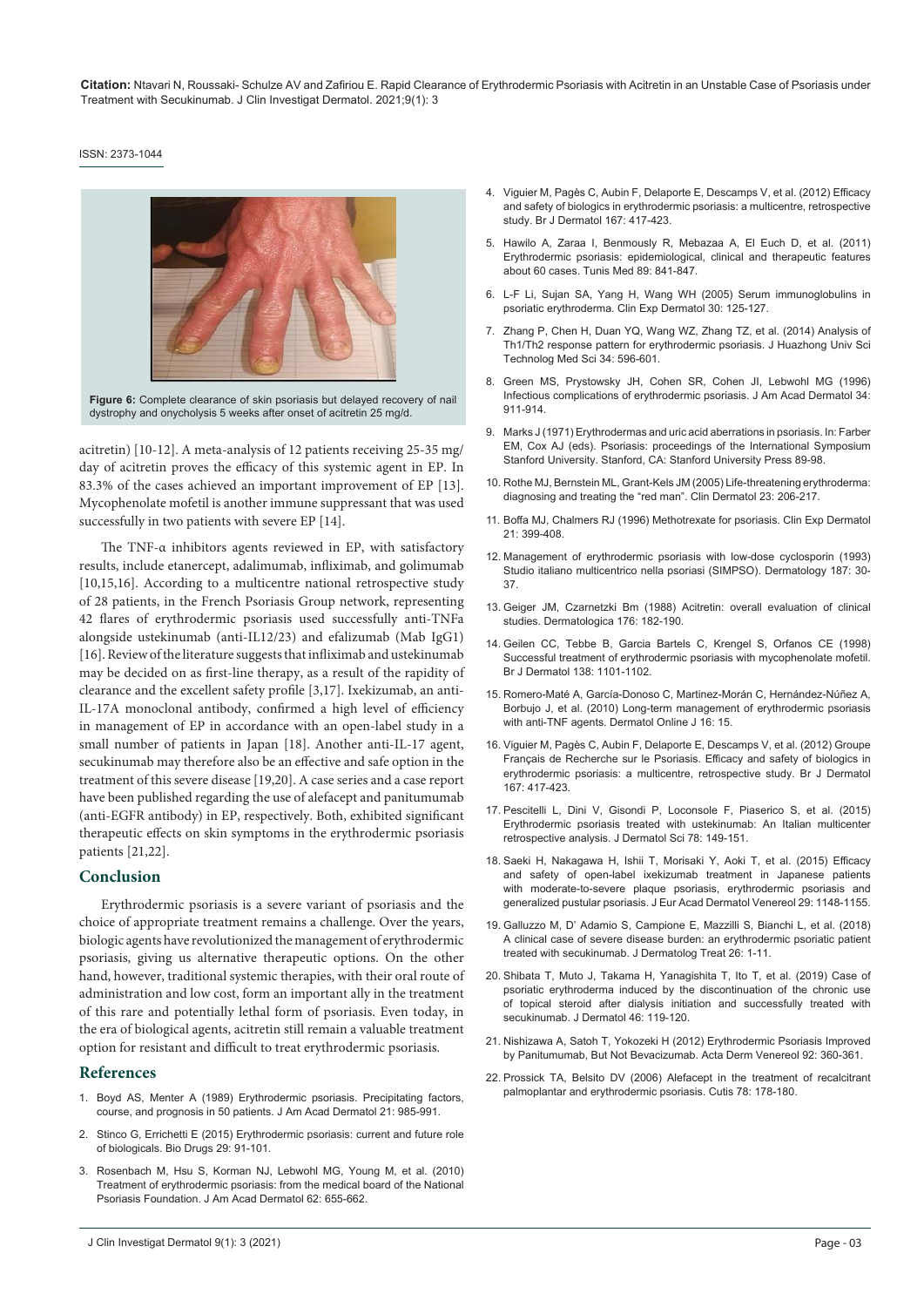**Figure 6:** Complete clearance of skin psoriasis but delayed recovery of nail dystrophy and onycholysis 5 weeks after onset of acitretin 25 mg/d.

acitretin) [10-12]. A meta-analysis of 12 patients receiving 25-35 mg/day of acitretin proves the efficacy of this systemic agent in EP. In 83.3% of the cases achieved an important improvement of EP [13]. Mycophenolate mofetil is another immune suppressant that was used successfully in two patients with severe EP [14].

The TNF-α inhibitors agents reviewed in EP, with satisfactory results, include etanercept, adalimumab, infliximab, and golimumab [10,15,16]. According to a multicentre national retrospective study of 28 patients, in the French Psoriasis Group network, representing 42 flares of erythrodermic psoriasis used successfully anti-TNFa alongside ustekinumab (anti-IL12/23) and efalizumab (Mab IgG1) [16]. Review of the literature suggests that infliximab and ustekinumab may be decided on as first-line therapy, as a result of the rapidity of clearance and the excellent safety profile [3,17]. Ixekizumab, an anti-IL-17A monoclonal antibody, confirmed a high level of efficiency in management of EP in accordance with an open-label study in a small number of patients in Japan [18]. Another anti-IL-17 agent, secukinumab may therefore also be an effective and safe option in the treatment of this severe disease [19,20]. A case series and a case report have been published regarding the use of alefacept and panitumumab (anti-EGFR antibody) in EP, respectively. Both, exhibited significant therapeutic effects on skin symptoms in the erythrodermic psoriasis patients [21,22].

## Conclusion

Erythrodermic psoriasis is a severe variant of psoriasis and the choice of appropriate treatment remains a challenge. Over the years, biologic agents have revolutionized the management of erythrodermic psoriasis, giving us alternative therapeutic options. On the other hand, however, traditional systemic therapies, with their oral route of administration and low cost, form an important ally in the treatment of this rare and potentially lethal form of psoriasis. Even today, in the era of biological agents, acitretin still remain a valuable treatment option for resistant and difficult to treat erythrodermic psoriasis.

## References

1. Boyd AS, Menter A (1989) Erythrodermic psoriasis. Precipitating factors, course, and prognosis in 50 patients. J Am Acad Dermatol 21: 985-991.
2. Stinco G, Errichetti E (2015) Erythrodermic psoriasis: current and future role of biologicals. Bio Drugs 29: 91-101.
3. Rosenbach M, Hsu S, Korman NJ, Lebwohl MG, Young M, et al. (2010) Treatment of erythrodermic psoriasis: from the medical board of the National Psoriasis Foundation. J Am Acad Dermatol 62: 655-662.
4. Viguier M, Pagès C, Aubin F, Delaporte E, Descamps V, et al. (2012) Efficacy and safety of biologics in erythrodermic psoriasis: a multicentre, retrospective study. Br J Dermatol 167: 417-423.
5. Hawilo A, Zaraa I, Benmously R, Mebazaa A, El Euch D, et al. (2011) Erythrodermic psoriasis: epidemiological, clinical and therapeutic features about 60 cases. Tunis Med 89: 841-847.
6. L-F Li, Sujan SA, Yang H, Wang WH (2005) Serum immunoglobulins in psoriatic erythroderma. Clin Exp Dermatol 30: 125-127.
7. Zhang P, Chen H, Duan YQ, Wang WZ, Zhang TZ, et al. (2014) Analysis of Th1/Th2 response pattern for erythrodermic psoriasis. J Huazhong Univ Sci Technolog Med Sci 34: 596-601.
8. Green MS, Prystowsky JH, Cohen SR, Cohen JI, Lebwohl MG (1996) Infectious complications of erythrodermic psoriasis. J Am Acad Dermatol 34: 911-914.
9. Marks J (1971) Erythrodermas and uric acid aberrations in psoriasis. In: Farber EM, Cox AJ (eds). Psoriasis: proceedings of the International Symposium Stanford University. Stanford, CA: Stanford University Press 89-98.
10. Rothe MJ, Bernstein ML, Grant-Kels JM (2005) Life-threatening erythroderma: diagnosing and treating the "red man". Clin Dermatol 23: 206-217.
11. Boffa MJ, Chalmers RJ (1996) Methotrexate for psoriasis. Clin Exp Dermatol 21: 399-408.
12. Management of erythrodermic psoriasis with low-dose cyclosporin (1993) Studio italiano multicentrico nella psoriasi (SIMPSO). Dermatology 187: 30-37.
13. Geiger JM, Czarnetzki Bm (1988) Acitretin: overall evaluation of clinical studies. Dermatologica 176: 182-190.
14. Geilen CC, Tebbe B, Garcia Bartels C, Krengel S, Orfanos CE (1998) Successful treatment of erythrodermic psoriasis with mycophenolate mofetil. Br J Dermatol 138: 1101-1102.
15. Romero-Maté A, García-Donoso C, Martinez-Morán C, Hernández-Núñez A, Borbujo J, et al. (2010) Long-term management of erythrodermic psoriasis with anti-TNF agents. Dermatol Online J 16: 15.
16. Viguier M, Pagès C, Aubin F, Delaporte E, Descamps V, et al. (2012) Groupe Français de Recherche sur le Psoriasis. Efficacy and safety of biologics in erythrodermic psoriasis: a multicentre, retrospective study. Br J Dermatol 167: 417-423.
17. Pescitelli L, Dini V, Gisondi P, Loconsole F, Piaserico S, et al. (2015) Erythrodermic psoriasis treated with ustekinumab: An Italian multicenter retrospective analysis. J Dermatol Sci 78: 149-151.
18. Saeki H, Nakagawa H, Ishii T, Morisaki Y, Aoki T, et al. (2015) Efficacy and safety of open-label ixekizumab treatment in Japanese patients with moderate-to-severe plaque psoriasis, erythrodermic psoriasis and generalized pustular psoriasis. J Eur Acad Dermatol Venereol 29: 1148-1155.
19. Galluzzo M, D' Adamio S, Campione E, Mazzilli S, Bianchi L, et al. (2018) A clinical case of severe disease burden: an erythrodermic psoriatic patient treated with secukinumab. J Dermatolog Treat 26: 1-11.
20. Shibata T, Muto J, Takama H, Yanagishita T, Ito T, et al. (2019) Case of psoriatic erythroderma induced by the discontinuation of the chronic use of topical steroid after dialysis initiation and successfully treated with secukinumab. J Dermatol 46: 119-120.
21. Nishizawa A, Satoh T, Yokozeki H (2012) Erythrodermic Psoriasis Improved by Panitumumab, But Not Bevacizumab. Acta Derm Venereol 92: 360-361.
22. Prossick TA, Belsito DV (2006) Alefacept in the treatment of recalcitrant palmoplantar and erythrodermic psoriasis. Cutis 78: 178-180.